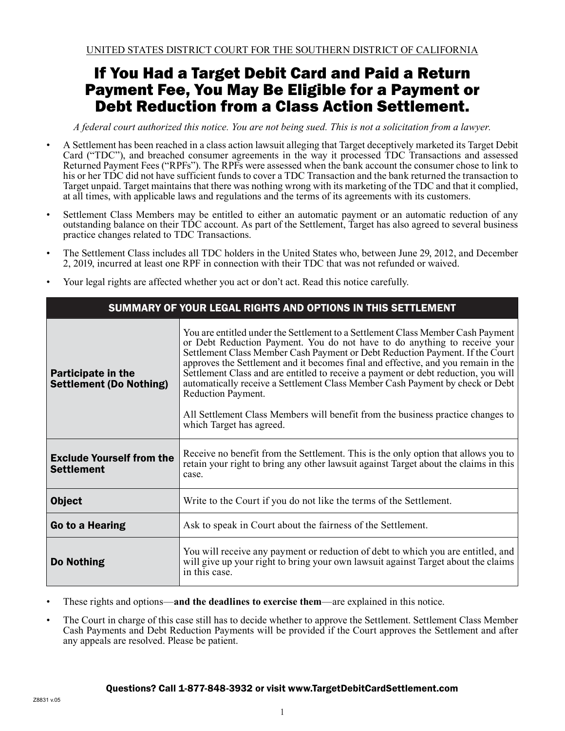UNITED STATES DISTRICT COURT FOR THE SOUTHERN DISTRICT OF CALIFORNIA

# If You Had a Target Debit Card and Paid a Return Payment Fee, You May Be Eligible for a Payment or Debt Reduction from a Class Action Settlement.

*A federal court authorized this notice. You are not being sued. This is not a solicitation from a lawyer.*

- A Settlement has been reached in a class action lawsuit alleging that Target deceptively marketed its Target Debit Card ("TDC"), and breached consumer agreements in the way it processed TDC Transactions and assessed Returned Payment Fees ("RPFs"). The RPFs were assessed when the bank account the consumer chose to link to his or her TDC did not have sufficient funds to cover a TDC Transaction and the bank returned the transaction to Target unpaid. Target maintains that there was nothing wrong with its marketing of the TDC and that it complied, at all times, with applicable laws and regulations and the terms of its agreements with its customers.
- Settlement Class Members may be entitled to either an automatic payment or an automatic reduction of any outstanding balance on their TDC account. As part of the Settlement, Target has also agreed to several business practice changes related to TDC Transactions.
- The Settlement Class includes all TDC holders in the United States who, between June 29, 2012, and December 2, 2019, incurred at least one RPF in connection with their TDC that was not refunded or waived.
- Your legal rights are affected whether you act or don't act. Read this notice carefully.

| SUMMARY OF YOUR LEGAL RIGHTS AND OPTIONS IN THIS SETTLEMENT | |
|---|---|
| **Participate in the Settlement (Do Nothing)** | You are entitled under the Settlement to a Settlement Class Member Cash Payment or Debt Reduction Payment. You do not have to do anything to receive your Settlement Class Member Cash Payment or Debt Reduction Payment. If the Court approves the Settlement and it becomes final and effective, and you remain in the Settlement Class and are entitled to receive a payment or debt reduction, you will automatically receive a Settlement Class Member Cash Payment by check or Debt Reduction Payment.<br><br>All Settlement Class Members will benefit from the business practice changes to which Target has agreed. |
| **Exclude Yourself from the Settlement** | Receive no benefit from the Settlement. This is the only option that allows you to retain your right to bring any other lawsuit against Target about the claims in this case. |
| **Object** | Write to the Court if you do not like the terms of the Settlement. |
| **Go to a Hearing** | Ask to speak in Court about the fairness of the Settlement. |
| **Do Nothing** | You will receive any payment or reduction of debt to which you are entitled, and will give up your right to bring your own lawsuit against Target about the claims in this case. |

- These rights and options—**and the deadlines to exercise them**—are explained in this notice.
- The Court in charge of this case still has to decide whether to approve the Settlement. Settlement Class Member Cash Payments and Debt Reduction Payments will be provided if the Court approves the Settlement and after any appeals are resolved. Please be patient.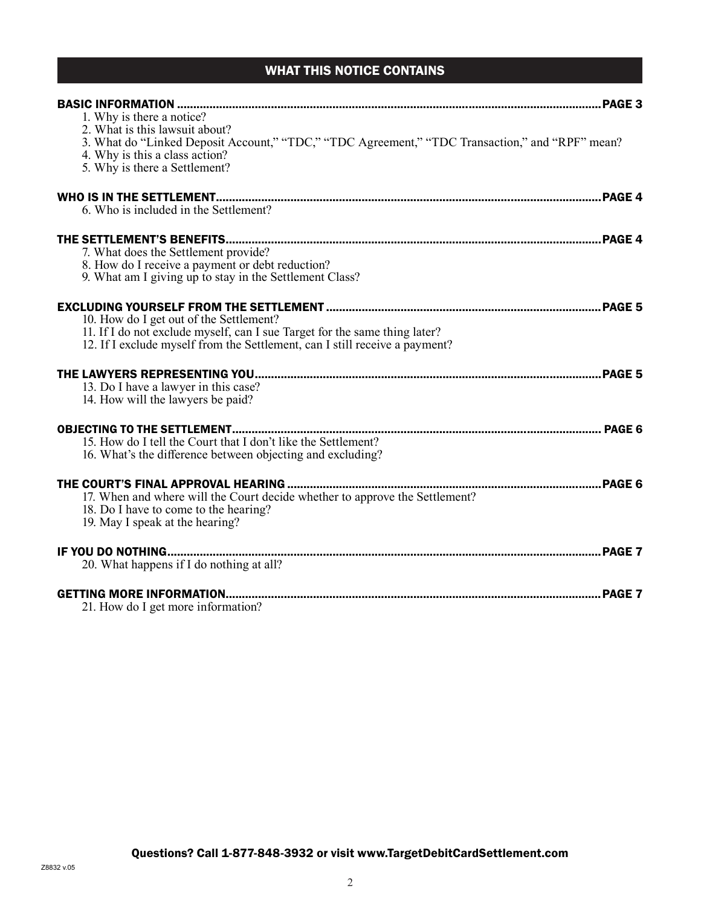## WHAT THIS NOTICE CONTAINS

**BASIC INFORMATION .................................................................................................................................PAGE 3**

1. Why is there a notice?
2. What is this lawsuit about?
3. What do "Linked Deposit Account," "TDC," "TDC Agreement," "TDC Transaction," and "RPF" mean?
4. Why is this a class action?
5. Why is there a Settlement?

**WHO IS IN THE SETTLEMENT.....................................................................................................................PAGE 4**

6. Who is included in the Settlement?

**THE SETTLEMENT'S BENEFITS..................................................................................................................PAGE 4**

7. What does the Settlement provide?
8. How do I receive a payment or debt reduction?
9. What am I giving up to stay in the Settlement Class?

**EXCLUDING YOURSELF FROM THE SETTLEMENT ...................................................................................PAGE 5**

10. How do I get out of the Settlement?
11. If I do not exclude myself, can I sue Target for the same thing later?
12. If I exclude myself from the Settlement, can I still receive a payment?

**THE LAWYERS REPRESENTING YOU........................................................................................................PAGE 5**

13. Do I have a lawyer in this case?
14. How will the lawyers be paid?

**OBJECTING TO THE SETTLEMENT............................................................................................................... PAGE 6**

15. How do I tell the Court that I don't like the Settlement?
16. What's the difference between objecting and excluding?

**THE COURT'S FINAL APPROVAL HEARING ..............................................................................................PAGE 6**

17. When and where will the Court decide whether to approve the Settlement?
18. Do I have to come to the hearing?
19. May I speak at the hearing?

**IF YOU DO NOTHING....................................................................................................................................PAGE 7**

20. What happens if I do nothing at all?

**GETTING MORE INFORMATION..................................................................................................................PAGE 7**

21. How do I get more information?

**Questions? Call 1-877-848-3932 or visit www.TargetDebitCardSettlement.com**

Z8832 v.05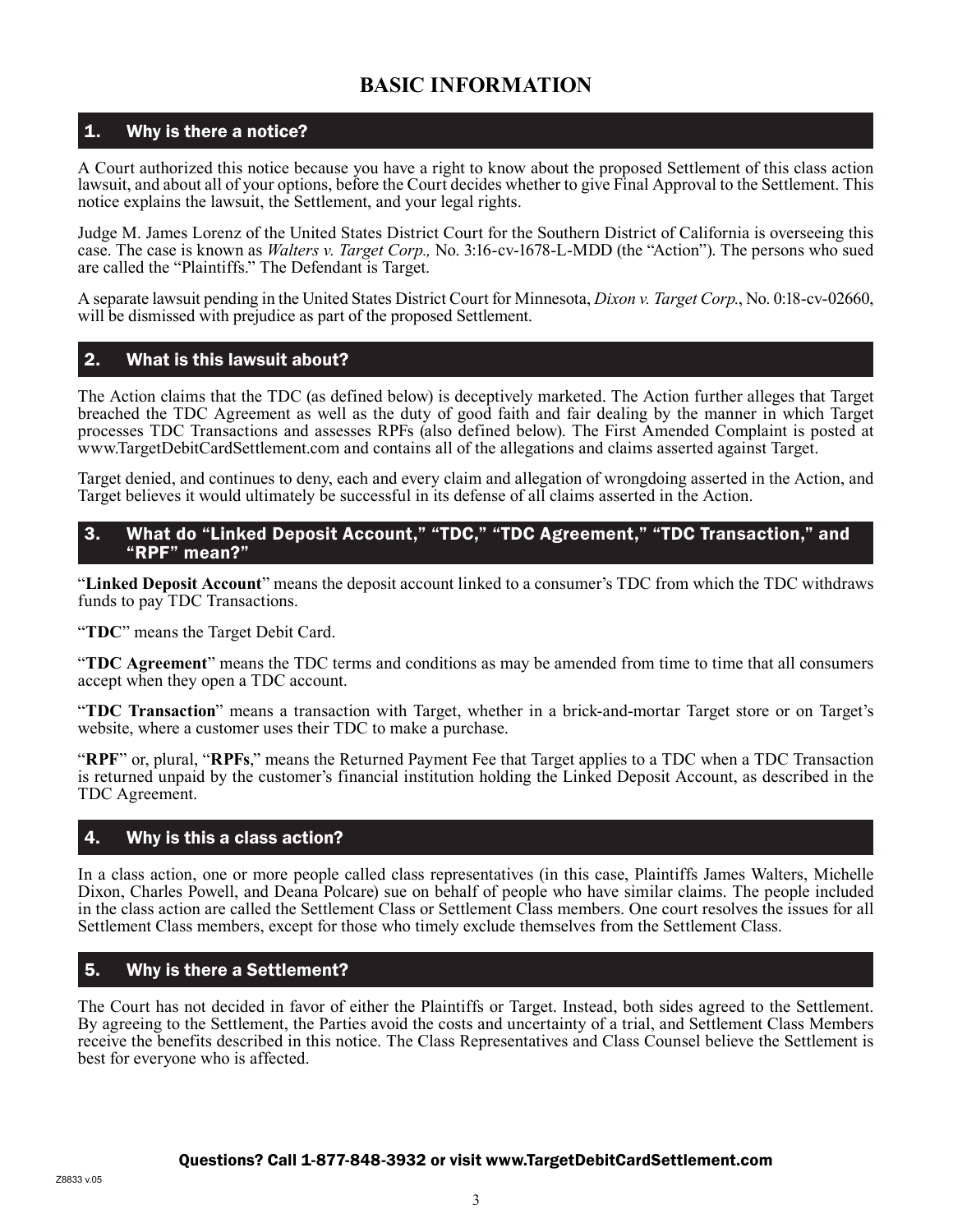# BASIC INFORMATION

## 1. Why is there a notice?

A Court authorized this notice because you have a right to know about the proposed Settlement of this class action lawsuit, and about all of your options, before the Court decides whether to give Final Approval to the Settlement. This notice explains the lawsuit, the Settlement, and your legal rights.

Judge M. James Lorenz of the United States District Court for the Southern District of California is overseeing this case. The case is known as *Walters v. Target Corp.,* No. 3:16-cv-1678-L-MDD (the "Action"). The persons who sued are called the "Plaintiffs." The Defendant is Target.

A separate lawsuit pending in the United States District Court for Minnesota, *Dixon v. Target Corp.*, No. 0:18-cv-02660, will be dismissed with prejudice as part of the proposed Settlement.

## 2. What is this lawsuit about?

The Action claims that the TDC (as defined below) is deceptively marketed. The Action further alleges that Target breached the TDC Agreement as well as the duty of good faith and fair dealing by the manner in which Target processes TDC Transactions and assesses RPFs (also defined below). The First Amended Complaint is posted at www.TargetDebitCardSettlement.com and contains all of the allegations and claims asserted against Target.

Target denied, and continues to deny, each and every claim and allegation of wrongdoing asserted in the Action, and Target believes it would ultimately be successful in its defense of all claims asserted in the Action.

## 3. What do "Linked Deposit Account," "TDC," "TDC Agreement," "TDC Transaction," and "RPF" mean?"

"**Linked Deposit Account**" means the deposit account linked to a consumer's TDC from which the TDC withdraws funds to pay TDC Transactions.

"**TDC**" means the Target Debit Card.

"**TDC Agreement**" means the TDC terms and conditions as may be amended from time to time that all consumers accept when they open a TDC account.

"**TDC Transaction**" means a transaction with Target, whether in a brick-and-mortar Target store or on Target's website, where a customer uses their TDC to make a purchase.

"**RPF**" or, plural, "**RPFs**," means the Returned Payment Fee that Target applies to a TDC when a TDC Transaction is returned unpaid by the customer's financial institution holding the Linked Deposit Account, as described in the TDC Agreement.

## 4. Why is this a class action?

In a class action, one or more people called class representatives (in this case, Plaintiffs James Walters, Michelle Dixon, Charles Powell, and Deana Polcare) sue on behalf of people who have similar claims. The people included in the class action are called the Settlement Class or Settlement Class members. One court resolves the issues for all Settlement Class members, except for those who timely exclude themselves from the Settlement Class.

## 5. Why is there a Settlement?

The Court has not decided in favor of either the Plaintiffs or Target. Instead, both sides agreed to the Settlement. By agreeing to the Settlement, the Parties avoid the costs and uncertainty of a trial, and Settlement Class Members receive the benefits described in this notice. The Class Representatives and Class Counsel believe the Settlement is best for everyone who is affected.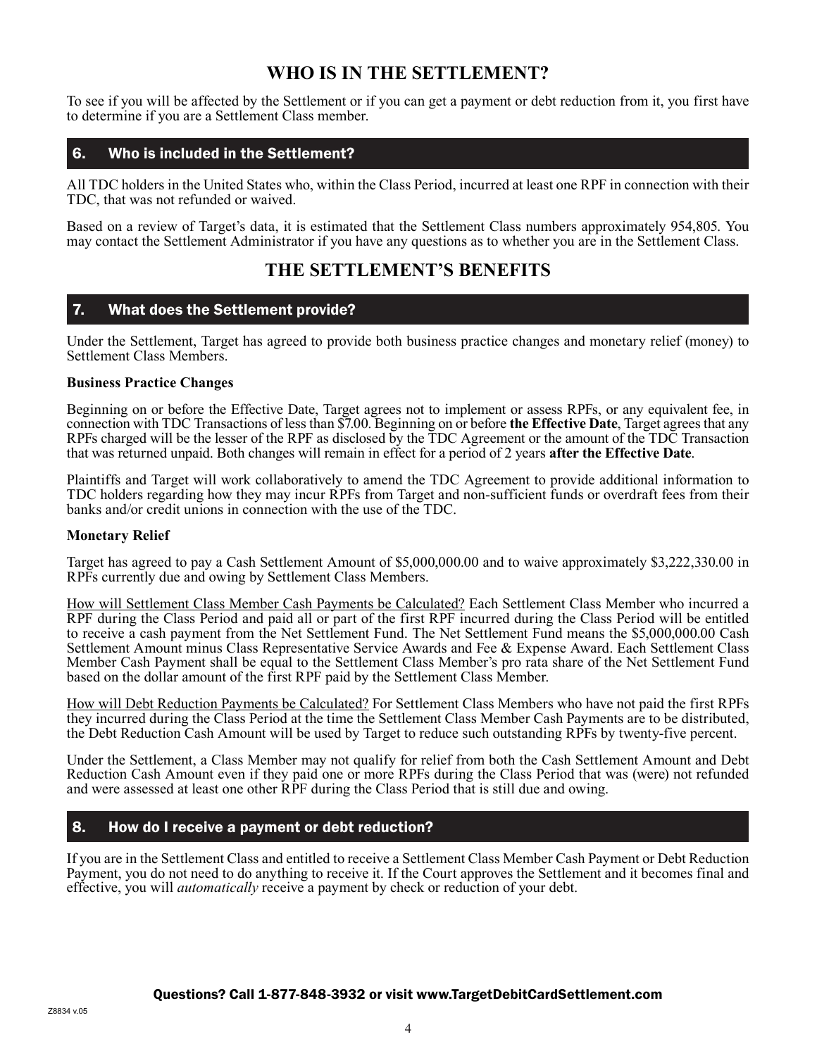## WHO IS IN THE SETTLEMENT?

To see if you will be affected by the Settlement or if you can get a payment or debt reduction from it, you first have to determine if you are a Settlement Class member.

### 6. Who is included in the Settlement?

All TDC holders in the United States who, within the Class Period, incurred at least one RPF in connection with their TDC, that was not refunded or waived.

Based on a review of Target's data, it is estimated that the Settlement Class numbers approximately 954,805. You may contact the Settlement Administrator if you have any questions as to whether you are in the Settlement Class.

## THE SETTLEMENT'S BENEFITS

### 7. What does the Settlement provide?

Under the Settlement, Target has agreed to provide both business practice changes and monetary relief (money) to Settlement Class Members.

**Business Practice Changes**

Beginning on or before the Effective Date, Target agrees not to implement or assess RPFs, or any equivalent fee, in connection with TDC Transactions of less than $7.00. Beginning on or before **the Effective Date**, Target agrees that any RPFs charged will be the lesser of the RPF as disclosed by the TDC Agreement or the amount of the TDC Transaction that was returned unpaid. Both changes will remain in effect for a period of 2 years **after the Effective Date**.

Plaintiffs and Target will work collaboratively to amend the TDC Agreement to provide additional information to TDC holders regarding how they may incur RPFs from Target and non-sufficient funds or overdraft fees from their banks and/or credit unions in connection with the use of the TDC.

**Monetary Relief**

Target has agreed to pay a Cash Settlement Amount of $5,000,000.00 and to waive approximately $3,222,330.00 in RPFs currently due and owing by Settlement Class Members.

<u>How will Settlement Class Member Cash Payments be Calculated?</u> Each Settlement Class Member who incurred a RPF during the Class Period and paid all or part of the first RPF incurred during the Class Period will be entitled to receive a cash payment from the Net Settlement Fund. The Net Settlement Fund means the $5,000,000.00 Cash Settlement Amount minus Class Representative Service Awards and Fee & Expense Award. Each Settlement Class Member Cash Payment shall be equal to the Settlement Class Member's pro rata share of the Net Settlement Fund based on the dollar amount of the first RPF paid by the Settlement Class Member.

<u>How will Debt Reduction Payments be Calculated?</u> For Settlement Class Members who have not paid the first RPFs they incurred during the Class Period at the time the Settlement Class Member Cash Payments are to be distributed, the Debt Reduction Cash Amount will be used by Target to reduce such outstanding RPFs by twenty-five percent.

Under the Settlement, a Class Member may not qualify for relief from both the Cash Settlement Amount and Debt Reduction Cash Amount even if they paid one or more RPFs during the Class Period that was (were) not refunded and were assessed at least one other RPF during the Class Period that is still due and owing.

### 8. How do I receive a payment or debt reduction?

If you are in the Settlement Class and entitled to receive a Settlement Class Member Cash Payment or Debt Reduction Payment, you do not need to do anything to receive it. If the Court approves the Settlement and it becomes final and effective, you will *automatically* receive a payment by check or reduction of your debt.

**Questions? Call 1-877-848-3932 or visit www.TargetDebitCardSettlement.com**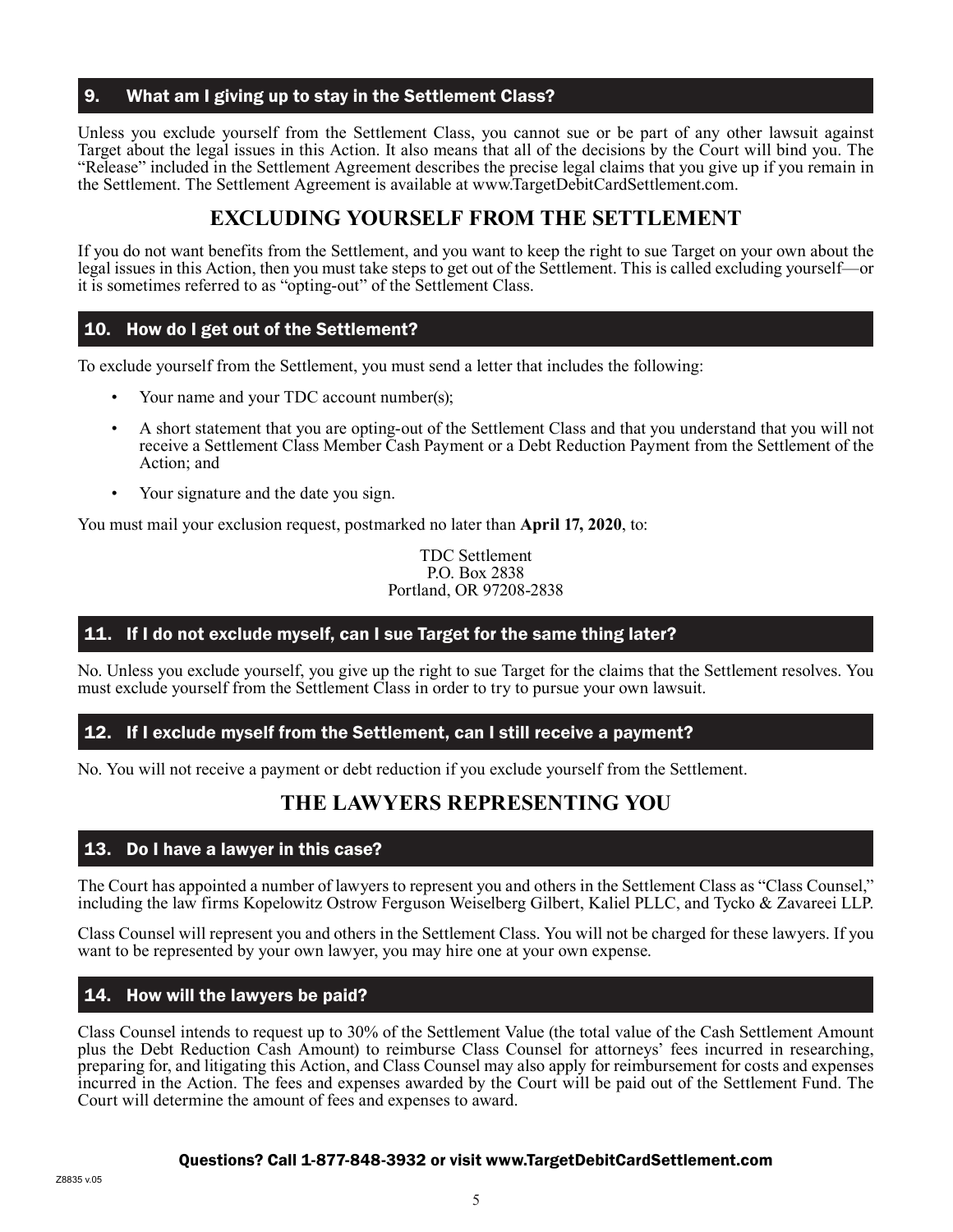### 9. What am I giving up to stay in the Settlement Class?

Unless you exclude yourself from the Settlement Class, you cannot sue or be part of any other lawsuit against Target about the legal issues in this Action. It also means that all of the decisions by the Court will bind you. The "Release" included in the Settlement Agreement describes the precise legal claims that you give up if you remain in the Settlement. The Settlement Agreement is available at www.TargetDebitCardSettlement.com.

## EXCLUDING YOURSELF FROM THE SETTLEMENT

If you do not want benefits from the Settlement, and you want to keep the right to sue Target on your own about the legal issues in this Action, then you must take steps to get out of the Settlement. This is called excluding yourself—or it is sometimes referred to as "opting-out" of the Settlement Class.

### 10. How do I get out of the Settlement?

To exclude yourself from the Settlement, you must send a letter that includes the following:

- Your name and your TDC account number(s);
- A short statement that you are opting-out of the Settlement Class and that you understand that you will not receive a Settlement Class Member Cash Payment or a Debt Reduction Payment from the Settlement of the Action; and
- Your signature and the date you sign.

You must mail your exclusion request, postmarked no later than **April 17, 2020**, to:

TDC Settlement
P.O. Box 2838
Portland, OR 97208-2838

### 11. If I do not exclude myself, can I sue Target for the same thing later?

No. Unless you exclude yourself, you give up the right to sue Target for the claims that the Settlement resolves. You must exclude yourself from the Settlement Class in order to try to pursue your own lawsuit.

### 12. If I exclude myself from the Settlement, can I still receive a payment?

No. You will not receive a payment or debt reduction if you exclude yourself from the Settlement.

## THE LAWYERS REPRESENTING YOU

### 13. Do I have a lawyer in this case?

The Court has appointed a number of lawyers to represent you and others in the Settlement Class as "Class Counsel," including the law firms Kopelowitz Ostrow Ferguson Weiselberg Gilbert, Kaliel PLLC, and Tycko & Zavareei LLP.

Class Counsel will represent you and others in the Settlement Class. You will not be charged for these lawyers. If you want to be represented by your own lawyer, you may hire one at your own expense.

### 14. How will the lawyers be paid?

Class Counsel intends to request up to 30% of the Settlement Value (the total value of the Cash Settlement Amount plus the Debt Reduction Cash Amount) to reimburse Class Counsel for attorneys' fees incurred in researching, preparing for, and litigating this Action, and Class Counsel may also apply for reimbursement for costs and expenses incurred in the Action. The fees and expenses awarded by the Court will be paid out of the Settlement Fund. The Court will determine the amount of fees and expenses to award.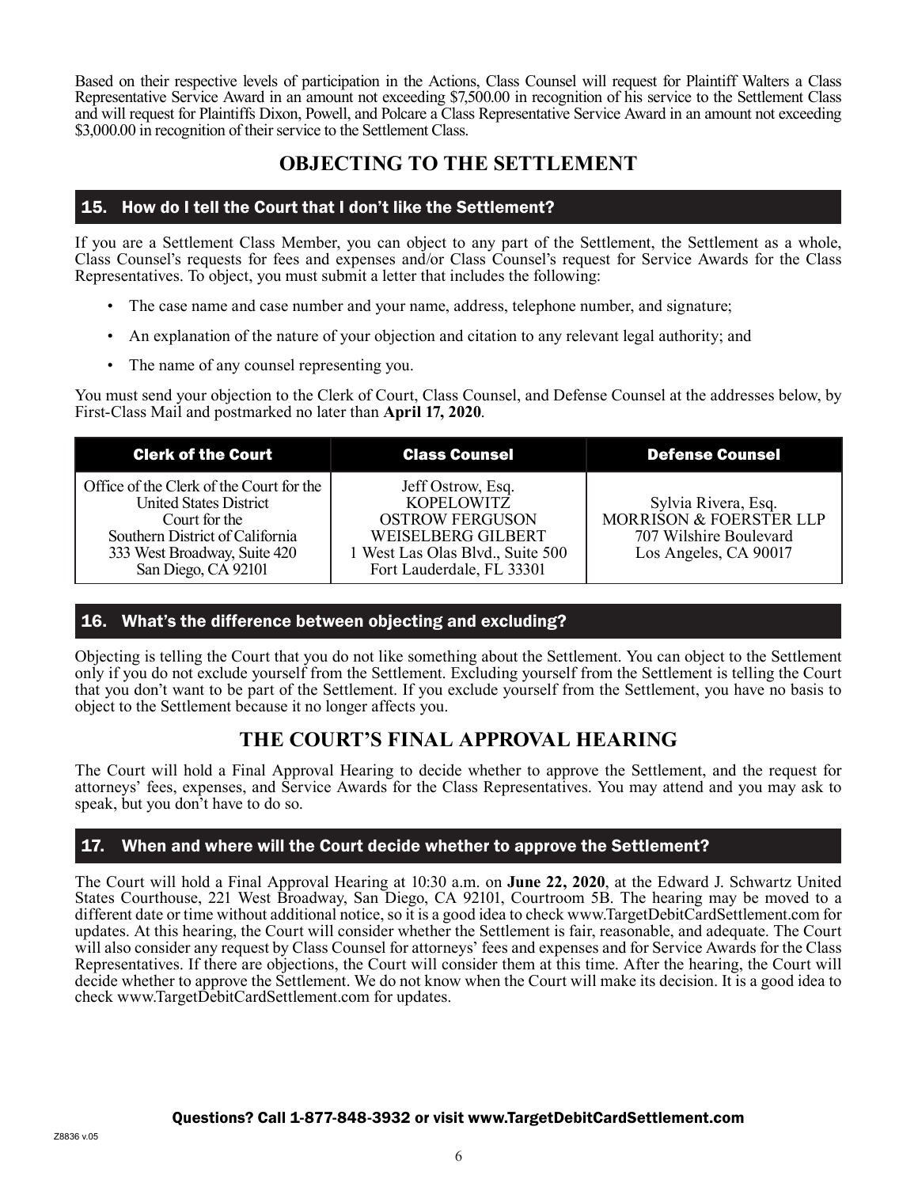Based on their respective levels of participation in the Actions, Class Counsel will request for Plaintiff Walters a Class Representative Service Award in an amount not exceeding $7,500.00 in recognition of his service to the Settlement Class and will request for Plaintiffs Dixon, Powell, and Polcare a Class Representative Service Award in an amount not exceeding $3,000.00 in recognition of their service to the Settlement Class.

## OBJECTING TO THE SETTLEMENT

### 15. How do I tell the Court that I don't like the Settlement?

If you are a Settlement Class Member, you can object to any part of the Settlement, the Settlement as a whole, Class Counsel's requests for fees and expenses and/or Class Counsel's request for Service Awards for the Class Representatives. To object, you must submit a letter that includes the following:

- The case name and case number and your name, address, telephone number, and signature;
- An explanation of the nature of your objection and citation to any relevant legal authority; and
- The name of any counsel representing you.

You must send your objection to the Clerk of Court, Class Counsel, and Defense Counsel at the addresses below, by First-Class Mail and postmarked no later than **April 17, 2020**.

| Clerk of the Court | Class Counsel | Defense Counsel |
|---|---|---|
| Office of the Clerk of the Court for the United States District Court for the Southern District of California<br>333 West Broadway, Suite 420<br>San Diego, CA 92101 | Jeff Ostrow, Esq.<br>KOPELOWITZ OSTROW FERGUSON WEISELBERG GILBERT<br>1 West Las Olas Blvd., Suite 500<br>Fort Lauderdale, FL 33301 | Sylvia Rivera, Esq.<br>MORRISON & FOERSTER LLP<br>707 Wilshire Boulevard<br>Los Angeles, CA 90017 |

### 16. What's the difference between objecting and excluding?

Objecting is telling the Court that you do not like something about the Settlement. You can object to the Settlement only if you do not exclude yourself from the Settlement. Excluding yourself from the Settlement is telling the Court that you don't want to be part of the Settlement. If you exclude yourself from the Settlement, you have no basis to object to the Settlement because it no longer affects you.

## THE COURT'S FINAL APPROVAL HEARING

The Court will hold a Final Approval Hearing to decide whether to approve the Settlement, and the request for attorneys' fees, expenses, and Service Awards for the Class Representatives. You may attend and you may ask to speak, but you don't have to do so.

### 17. When and where will the Court decide whether to approve the Settlement?

The Court will hold a Final Approval Hearing at 10:30 a.m. on **June 22, 2020**, at the Edward J. Schwartz United States Courthouse, 221 West Broadway, San Diego, CA 92101, Courtroom 5B. The hearing may be moved to a different date or time without additional notice, so it is a good idea to check www.TargetDebitCardSettlement.com for updates. At this hearing, the Court will consider whether the Settlement is fair, reasonable, and adequate. The Court will also consider any request by Class Counsel for attorneys' fees and expenses and for Service Awards for the Class Representatives. If there are objections, the Court will consider them at this time. After the hearing, the Court will decide whether to approve the Settlement. We do not know when the Court will make its decision. It is a good idea to check www.TargetDebitCardSettlement.com for updates.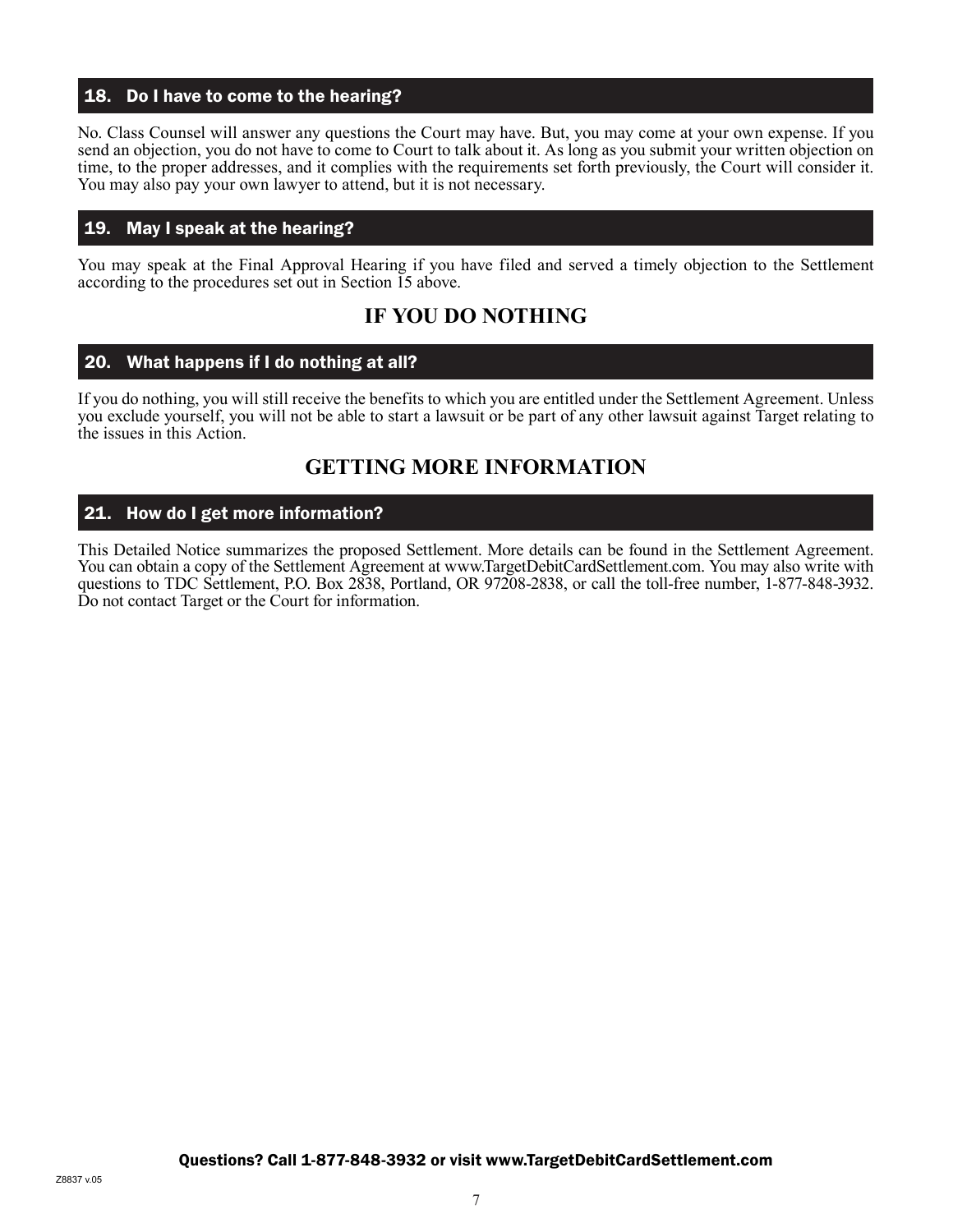### 18. Do I have to come to the hearing?

No. Class Counsel will answer any questions the Court may have. But, you may come at your own expense. If you send an objection, you do not have to come to Court to talk about it. As long as you submit your written objection on time, to the proper addresses, and it complies with the requirements set forth previously, the Court will consider it. You may also pay your own lawyer to attend, but it is not necessary.

### 19. May I speak at the hearing?

You may speak at the Final Approval Hearing if you have filed and served a timely objection to the Settlement according to the procedures set out in Section 15 above.

## IF YOU DO NOTHING

### 20. What happens if I do nothing at all?

If you do nothing, you will still receive the benefits to which you are entitled under the Settlement Agreement. Unless you exclude yourself, you will not be able to start a lawsuit or be part of any other lawsuit against Target relating to the issues in this Action.

## GETTING MORE INFORMATION

### 21. How do I get more information?

This Detailed Notice summarizes the proposed Settlement. More details can be found in the Settlement Agreement. You can obtain a copy of the Settlement Agreement at www.TargetDebitCardSettlement.com. You may also write with questions to TDC Settlement, P.O. Box 2838, Portland, OR 97208-2838, or call the toll-free number, 1-877-848-3932. Do not contact Target or the Court for information.